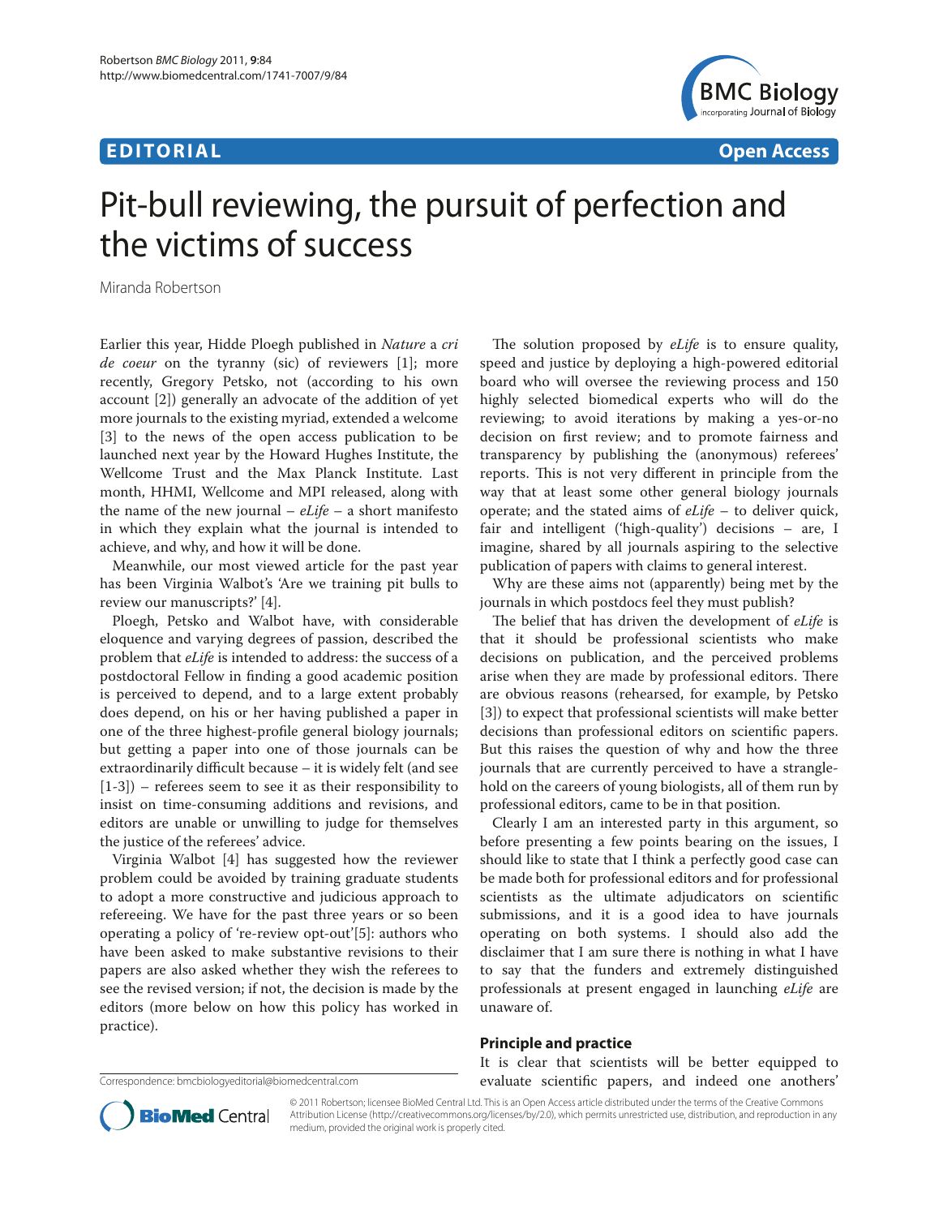**EDITORIAL** **Open Access**

# Pit-bull reviewing, the pursuit of perfection and the victims of success

Miranda Robertson

Earlier this year, Hidde Ploegh published in *Nature* a *cri de coeur* on the tyranny (sic) of reviewers [1]; more recently, Gregory Petsko, not (according to his own account [2]) generally an advocate of the addition of yet more journals to the existing myriad, extended a welcome [3] to the news of the open access publication to be launched next year by the Howard Hughes Institute, the Wellcome Trust and the Max Planck Institute. Last month, HHMI, Wellcome and MPI released, along with the name of the new journal – *eLife* – a short manifesto in which they explain what the journal is intended to achieve, and why, and how it will be done.

Meanwhile, our most viewed article for the past year has been Virginia Walbot's 'Are we training pit bulls to review our manuscripts?' [4].

Ploegh, Petsko and Walbot have, with considerable eloquence and varying degrees of passion, described the problem that *eLife* is intended to address: the success of a postdoctoral Fellow in finding a good academic position is perceived to depend, and to a large extent probably does depend, on his or her having published a paper in one of the three highest-profile general biology journals; but getting a paper into one of those journals can be extraordinarily difficult because – it is widely felt (and see [1-3]) – referees seem to see it as their responsibility to insist on time-consuming additions and revisions, and editors are unable or unwilling to judge for themselves the justice of the referees' advice.

Virginia Walbot [4] has suggested how the reviewer problem could be avoided by training graduate students to adopt a more constructive and judicious approach to refereeing. We have for the past three years or so been operating a policy of 're-review opt-out'[5]: authors who have been asked to make substantive revisions to their papers are also asked whether they wish the referees to see the revised version; if not, the decision is made by the editors (more below on how this policy has worked in practice).

The solution proposed by *eLife* is to ensure quality, speed and justice by deploying a high-powered editorial board who will oversee the reviewing process and 150 highly selected biomedical experts who will do the reviewing; to avoid iterations by making a yes-or-no decision on first review; and to promote fairness and transparency by publishing the (anonymous) referees' reports. This is not very different in principle from the way that at least some other general biology journals operate; and the stated aims of *eLife* – to deliver quick, fair and intelligent ('high-quality') decisions – are, I imagine, shared by all journals aspiring to the selective publication of papers with claims to general interest.

Why are these aims not (apparently) being met by the journals in which postdocs feel they must publish?

The belief that has driven the development of *eLife* is that it should be professional scientists who make decisions on publication, and the perceived problems arise when they are made by professional editors. There are obvious reasons (rehearsed, for example, by Petsko [3]) to expect that professional scientists will make better decisions than professional editors on scientific papers. But this raises the question of why and how the three journals that are currently perceived to have a stranglehold on the careers of young biologists, all of them run by professional editors, came to be in that position.

Clearly I am an interested party in this argument, so before presenting a few points bearing on the issues, I should like to state that I think a perfectly good case can be made both for professional editors and for professional scientists as the ultimate adjudicators on scientific submissions, and it is a good idea to have journals operating on both systems. I should also add the disclaimer that I am sure there is nothing in what I have to say that the funders and extremely distinguished professionals at present engaged in launching *eLife* are unaware of.

## Principle and practice

It is clear that scientists will be better equipped to evaluate scientific papers, and indeed one anothers'

Correspondence: bmcbiologyeditorial@biomedcentral.com

© 2011 Robertson; licensee BioMed Central Ltd. This is an Open Access article distributed under the terms of the Creative Commons Attribution License (http://creativecommons.org/licenses/by/2.0), which permits unrestricted use, distribution, and reproduction in any medium, provided the original work is properly cited.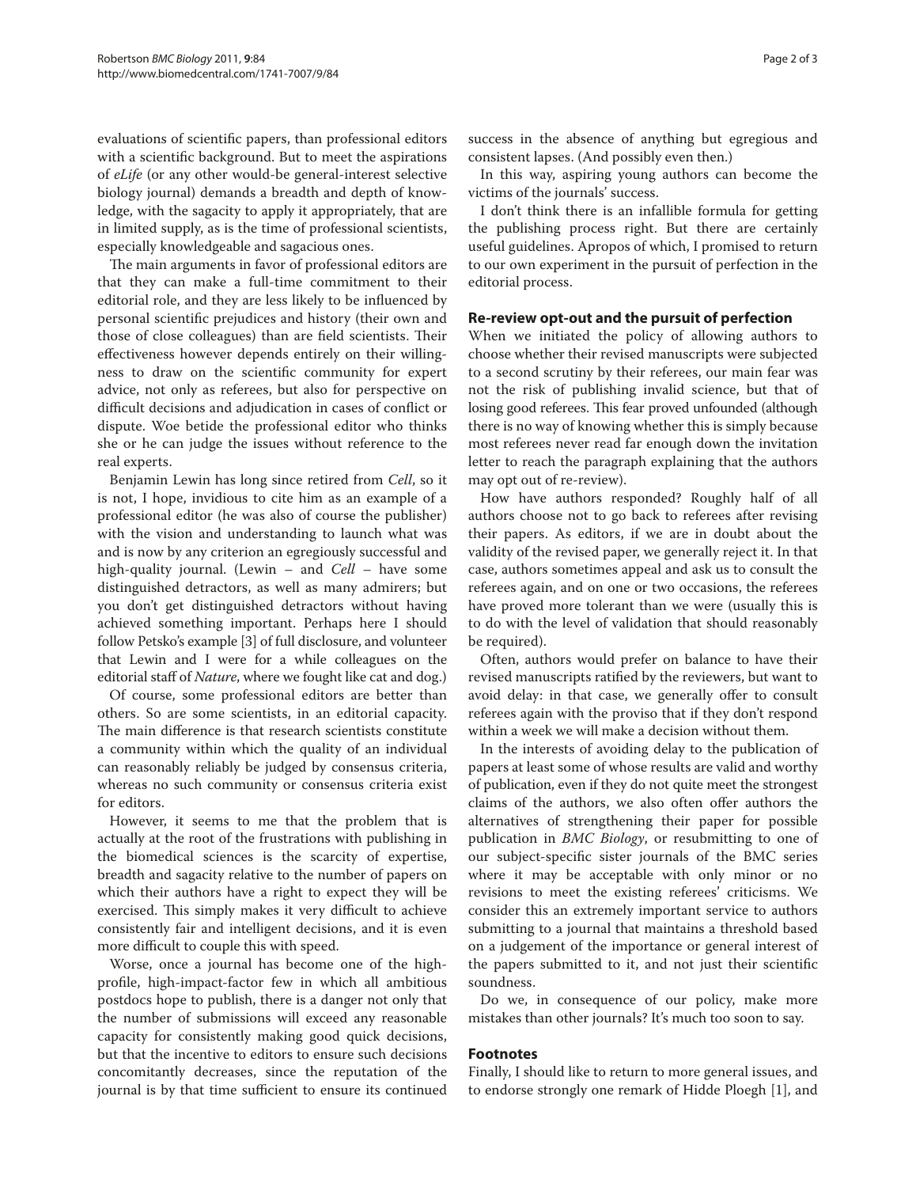evaluations of scientific papers, than professional editors with a scientific background. But to meet the aspirations of *eLife* (or any other would-be general-interest selective biology journal) demands a breadth and depth of knowledge, with the sagacity to apply it appropriately, that are in limited supply, as is the time of professional scientists, especially knowledgeable and sagacious ones.

The main arguments in favor of professional editors are that they can make a full-time commitment to their editorial role, and they are less likely to be influenced by personal scientific prejudices and history (their own and those of close colleagues) than are field scientists. Their effectiveness however depends entirely on their willingness to draw on the scientific community for expert advice, not only as referees, but also for perspective on difficult decisions and adjudication in cases of conflict or dispute. Woe betide the professional editor who thinks she or he can judge the issues without reference to the real experts.

Benjamin Lewin has long since retired from *Cell*, so it is not, I hope, invidious to cite him as an example of a professional editor (he was also of course the publisher) with the vision and understanding to launch what was and is now by any criterion an egregiously successful and high-quality journal. (Lewin – and *Cell* – have some distinguished detractors, as well as many admirers; but you don't get distinguished detractors without having achieved something important. Perhaps here I should follow Petsko's example [3] of full disclosure, and volunteer that Lewin and I were for a while colleagues on the editorial staff of *Nature*, where we fought like cat and dog.)

Of course, some professional editors are better than others. So are some scientists, in an editorial capacity. The main difference is that research scientists constitute a community within which the quality of an individual can reasonably reliably be judged by consensus criteria, whereas no such community or consensus criteria exist for editors.

However, it seems to me that the problem that is actually at the root of the frustrations with publishing in the biomedical sciences is the scarcity of expertise, breadth and sagacity relative to the number of papers on which their authors have a right to expect they will be exercised. This simply makes it very difficult to achieve consistently fair and intelligent decisions, and it is even more difficult to couple this with speed.

Worse, once a journal has become one of the high-profile, high-impact-factor few in which all ambitious postdocs hope to publish, there is a danger not only that the number of submissions will exceed any reasonable capacity for consistently making good quick decisions, but that the incentive to editors to ensure such decisions concomitantly decreases, since the reputation of the journal is by that time sufficient to ensure its continued success in the absence of anything but egregious and consistent lapses. (And possibly even then.)

In this way, aspiring young authors can become the victims of the journals' success.

I don't think there is an infallible formula for getting the publishing process right. But there are certainly useful guidelines. Apropos of which, I promised to return to our own experiment in the pursuit of perfection in the editorial process.

## Re-review opt-out and the pursuit of perfection

When we initiated the policy of allowing authors to choose whether their revised manuscripts were subjected to a second scrutiny by their referees, our main fear was not the risk of publishing invalid science, but that of losing good referees. This fear proved unfounded (although there is no way of knowing whether this is simply because most referees never read far enough down the invitation letter to reach the paragraph explaining that the authors may opt out of re-review).

How have authors responded? Roughly half of all authors choose not to go back to referees after revising their papers. As editors, if we are in doubt about the validity of the revised paper, we generally reject it. In that case, authors sometimes appeal and ask us to consult the referees again, and on one or two occasions, the referees have proved more tolerant than we were (usually this is to do with the level of validation that should reasonably be required).

Often, authors would prefer on balance to have their revised manuscripts ratified by the reviewers, but want to avoid delay: in that case, we generally offer to consult referees again with the proviso that if they don't respond within a week we will make a decision without them.

In the interests of avoiding delay to the publication of papers at least some of whose results are valid and worthy of publication, even if they do not quite meet the strongest claims of the authors, we also often offer authors the alternatives of strengthening their paper for possible publication in *BMC Biology*, or resubmitting to one of our subject-specific sister journals of the BMC series where it may be acceptable with only minor or no revisions to meet the existing referees' criticisms. We consider this an extremely important service to authors submitting to a journal that maintains a threshold based on a judgement of the importance or general interest of the papers submitted to it, and not just their scientific soundness.

Do we, in consequence of our policy, make more mistakes than other journals? It's much too soon to say.

## Footnotes

Finally, I should like to return to more general issues, and to endorse strongly one remark of Hidde Ploegh [1], and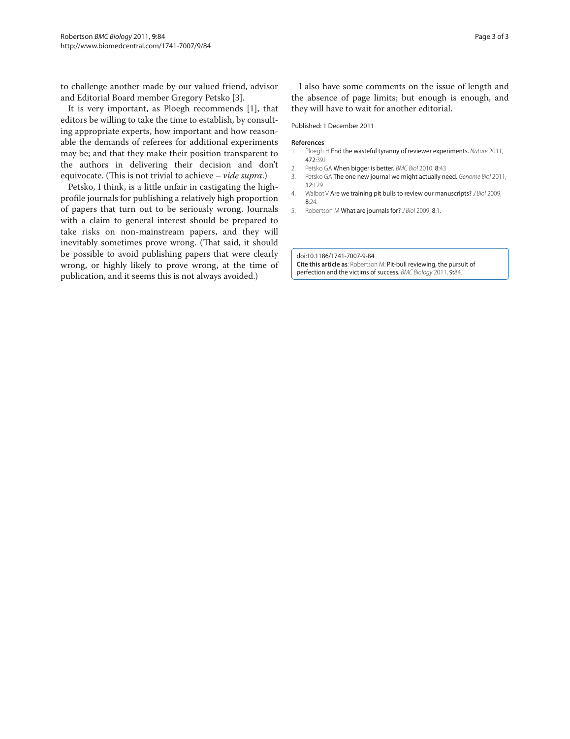to challenge another made by our valued friend, advisor and Editorial Board member Gregory Petsko [3].

It is very important, as Ploegh recommends [1], that editors be willing to take the time to establish, by consulting appropriate experts, how important and how reasonable the demands of referees for additional experiments may be; and that they make their position transparent to the authors in delivering their decision and don't equivocate. (This is not trivial to achieve – *vide supra*.)

Petsko, I think, is a little unfair in castigating the high-profile journals for publishing a relatively high proportion of papers that turn out to be seriously wrong. Journals with a claim to general interest should be prepared to take risks on non-mainstream papers, and they will inevitably sometimes prove wrong. (That said, it should be possible to avoid publishing papers that were clearly wrong, or highly likely to prove wrong, at the time of publication, and it seems this is not always avoided.)

I also have some comments on the issue of length and the absence of page limits; but enough is enough, and they will have to wait for another editorial.

Published: 1 December 2011

**References**

1. Ploegh H **End the wasteful tyranny of reviewer experiments.** *Nature* 2011, **472**:391.
2. Petsko GA **When bigger is better.** *BMC Biol* 2010, **8**:43
3. Petsko GA **The one new journal we might actually need.** *Genome Biol* 2011, **12**:129.
4. Walbot V **Are we training pit bulls to review our manuscripts?** *J Biol* 2009, **8**:24.
5. Robertson M **What are journals for?** *J Biol* 2009, **8**:1.

doi:10.1186/1741-7007-9-84
**Cite this article as**: Robertson M: Pit-bull reviewing, the pursuit of perfection and the victims of success. *BMC Biology* 2011, **9**:84.